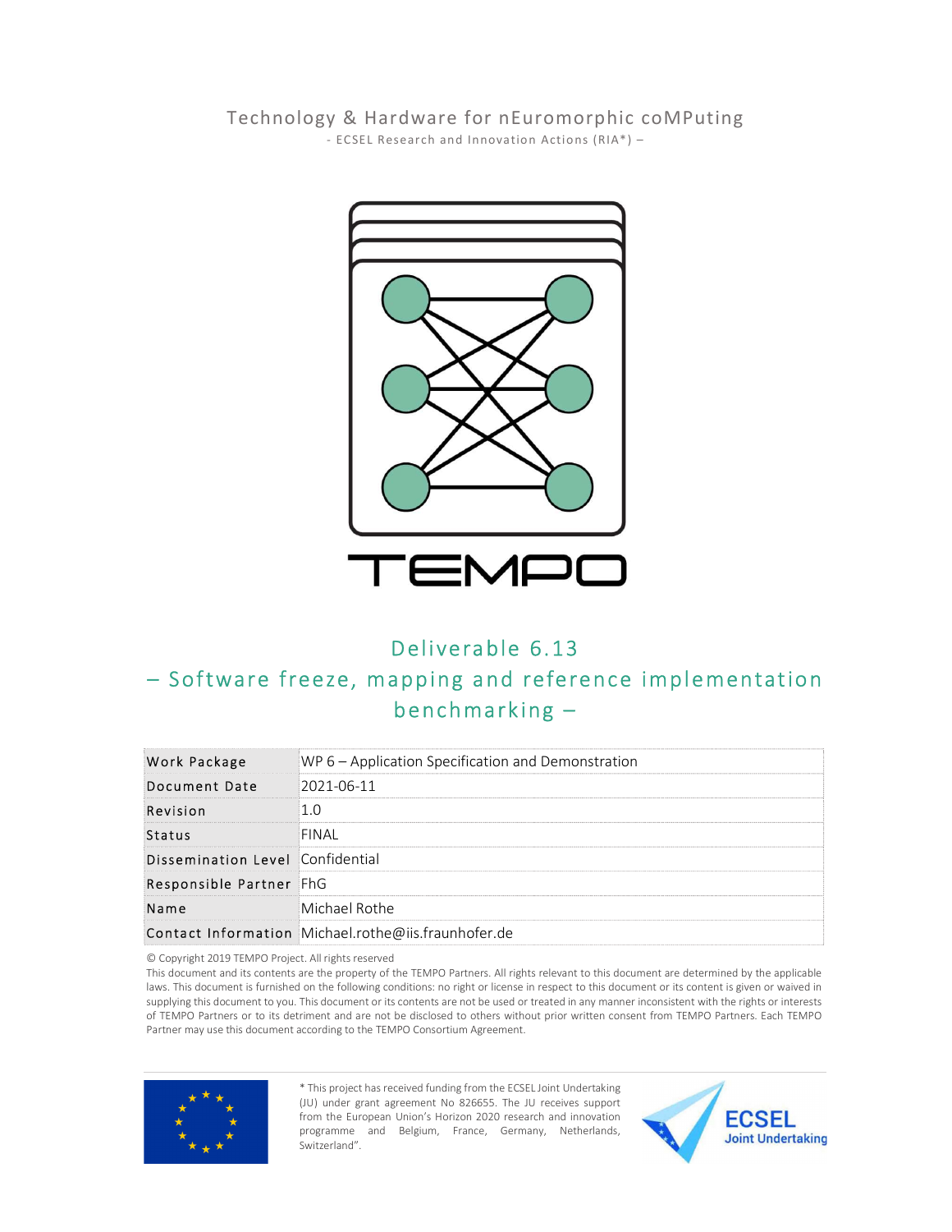Technology & Hardware for nEuromorphic coMPuting

- ECSEL Research and Innovation Actions (RIA*) –

TEMPO

# Deliverable 6.13

## – Software freeze, mapping and reference implementation benchmarking –

| Work Package | WP 6 – Application Specification and Demonstration |
|---|---|
| Document Date | 2021-06-11 |
| Revision | 1.0 |
| Status | FINAL |
| Dissemination Level | Confidential |
| Responsible Partner | FhG |
| Name | Michael Rothe |
| Contact Information | Michael.rothe@iis.fraunhofer.de |

© Copyright 2019 TEMPO Project. All rights reserved

This document and its contents are the property of the TEMPO Partners. All rights relevant to this document are determined by the applicable laws. This document is furnished on the following conditions: no right or license in respect to this document or its content is given or waived in supplying this document to you. This document or its contents are not be used or treated in any manner inconsistent with the rights or interests of TEMPO Partners or to its detriment and are not be disclosed to others without prior written consent from TEMPO Partners. Each TEMPO Partner may use this document according to the TEMPO Consortium Agreement.

* This project has received funding from the ECSEL Joint Undertaking (JU) under grant agreement No 826655. The JU receives support from the European Union's Horizon 2020 research and innovation programme and Belgium, France, Germany, Netherlands, Switzerland".

ECSEL Joint Undertaking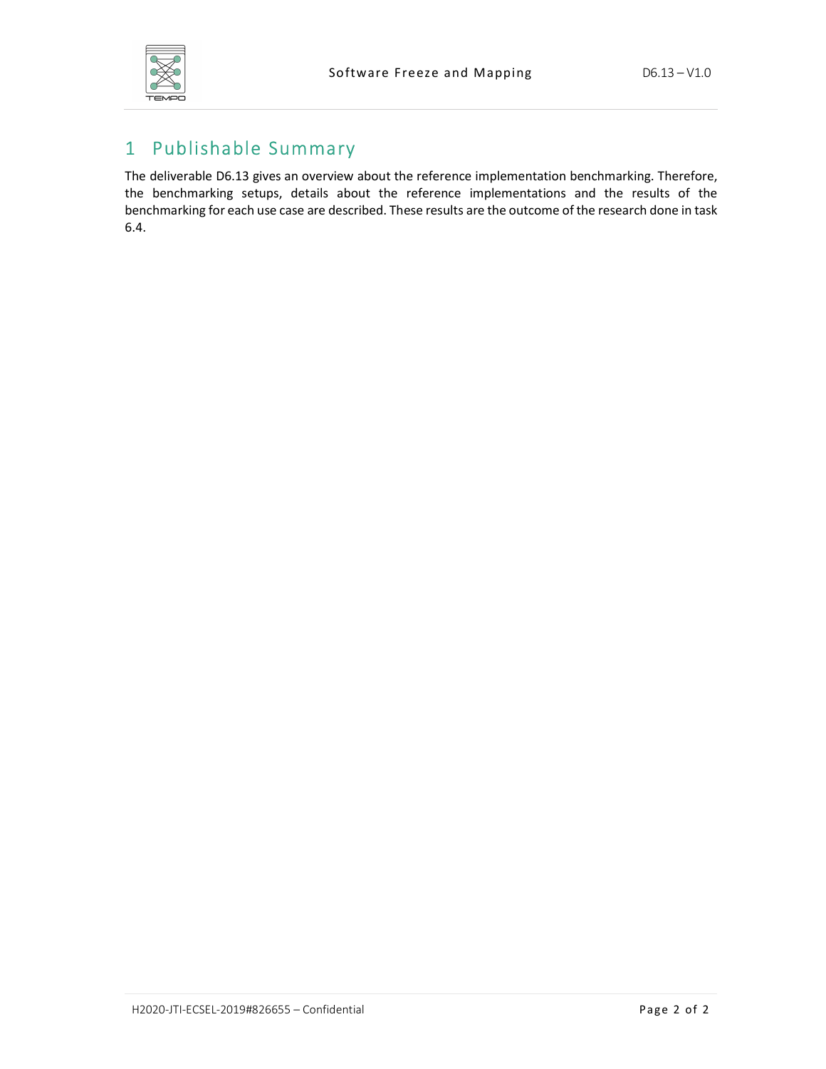# 1 Publishable Summary

The deliverable D6.13 gives an overview about the reference implementation benchmarking. Therefore, the benchmarking setups, details about the reference implementations and the results of the benchmarking for each use case are described. These results are the outcome of the research done in task 6.4.